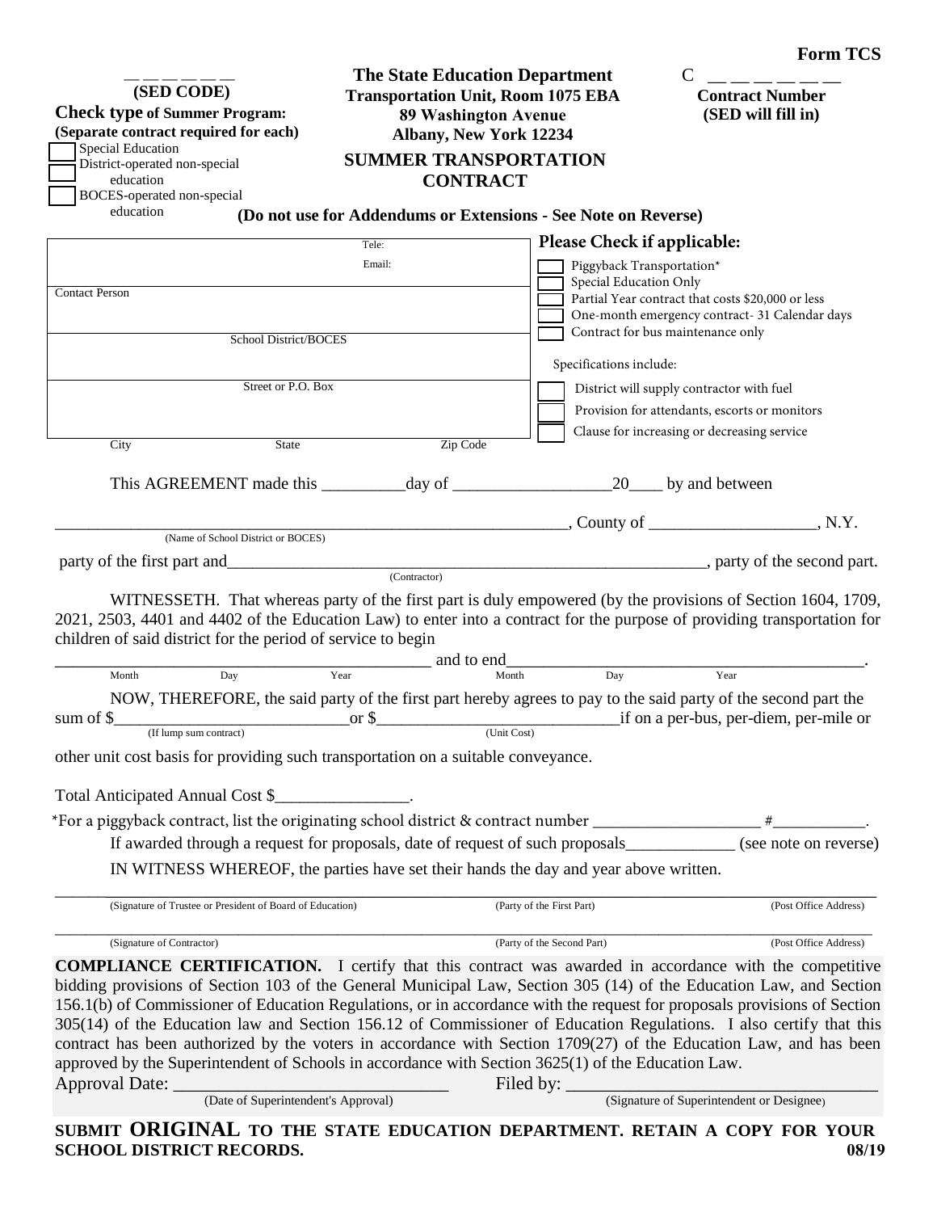**Form TCS**

\_\_ \_\_ \_\_ \_\_ \_\_ \_\_
**(SED CODE)**

**Check type of Summer Program:**
**(Separate contract required for each)**

- ☐ Special Education
- ☐ District-operated non-special education
- ☐ BOCES-operated non-special education

**The State Education Department**
**Transportation Unit, Room 1075 EBA**
**89 Washington Avenue**
**Albany, New York 12234**

## SUMMER TRANSPORTATION CONTRACT

C \_\_ \_\_ \_\_ \_\_ \_\_ \_\_
**Contract Number**
**(SED will fill in)**

**(Do not use for Addendums or Extensions - See Note on Reverse)**

| | |
|---|---|
| Contact Person | Tele: <br> Email: |
| School District/BOCES | |
| Street or P.O. Box | |
| City / State / Zip Code | |

**Please Check if applicable:**

- ☐ Piggyback Transportation*
- ☐ Special Education Only
- ☐ Partial Year contract that costs $20,000 or less
- ☐ One-month emergency contract- 31 Calendar days
- ☐ Contract for bus maintenance only

Specifications include:

- ☐ District will supply contractor with fuel
- ☐ Provision for attendants, escorts or monitors
- ☐ Clause for increasing or decreasing service

This AGREEMENT made this \_\_\_\_\_\_\_\_\_\_day of \_\_\_\_\_\_\_\_\_\_\_\_\_\_\_\_\_\_\_20\_\_\_\_ by and between

\_\_\_\_\_\_\_\_\_\_\_\_\_\_\_\_\_\_\_\_\_\_\_\_\_\_\_\_\_\_\_\_\_\_\_\_\_\_\_\_\_\_\_\_\_\_\_\_\_\_\_\_\_\_\_\_\_\_\_, County of \_\_\_\_\_\_\_\_\_\_\_\_\_\_\_\_\_\_\_\_, N.Y.
(Name of School District or BOCES)

party of the first part and\_\_\_\_\_\_\_\_\_\_\_\_\_\_\_\_\_\_\_\_\_\_\_\_\_\_\_\_\_\_\_\_\_\_\_\_\_\_\_\_\_\_\_\_\_\_\_\_\_\_\_\_\_\_\_\_\_\_, party of the second part.
(Contractor)

WITNESSETH. That whereas party of the first part is duly empowered (by the provisions of Section 1604, 1709, 2021, 2503, 4401 and 4402 of the Education Law) to enter into a contract for the purpose of providing transportation for children of said district for the period of service to begin

\_\_\_\_\_\_\_\_\_\_\_\_\_\_\_\_\_\_\_\_\_\_\_\_\_\_\_\_\_\_\_\_\_\_\_\_\_\_\_\_\_\_ and to end\_\_\_\_\_\_\_\_\_\_\_\_\_\_\_\_\_\_\_\_\_\_\_\_\_\_\_\_\_\_\_\_\_\_\_\_\_\_\_\_\_\_.
Month Day Year Month Day Year

NOW, THEREFORE, the said party of the first part hereby agrees to pay to the said party of the second part the sum of $\_\_\_\_\_\_\_\_\_\_\_\_\_\_\_\_\_\_\_\_\_\_\_\_\_\_\_\_or $\_\_\_\_\_\_\_\_\_\_\_\_\_\_\_\_\_\_\_\_\_\_\_\_\_\_\_\_\_if on a per-bus, per-diem, per-mile or other unit cost basis for providing such transportation on a suitable conveyance.
(If lump sum contract) (Unit Cost)

Total Anticipated Annual Cost $\_\_\_\_\_\_\_\_\_\_\_\_\_\_\_\_.

*For a piggyback contract, list the originating school district & contract number \_\_\_\_\_\_\_\_\_\_\_\_\_\_\_\_\_\_\_\_ #\_\_\_\_\_\_\_\_\_\_\_.

If awarded through a request for proposals, date of request of such proposals\_\_\_\_\_\_\_\_\_\_\_\_\_ (see note on reverse)

IN WITNESS WHEREOF, the parties have set their hands the day and year above written.

\_\_\_\_\_\_\_\_\_\_\_\_\_\_\_\_\_\_\_\_\_\_\_\_\_\_\_\_\_\_\_\_\_\_\_\_\_\_\_\_\_\_\_\_\_\_\_\_\_\_\_\_\_\_\_\_\_\_\_\_\_\_\_\_\_\_\_\_\_\_\_\_\_\_\_\_\_\_\_\_\_\_\_\_\_
(Signature of Trustee or President of Board of Education) (Party of the First Part) (Post Office Address)

\_\_\_\_\_\_\_\_\_\_\_\_\_\_\_\_\_\_\_\_\_\_\_\_\_\_\_\_\_\_\_\_\_\_\_\_\_\_\_\_\_\_\_\_\_\_\_\_\_\_\_\_\_\_\_\_\_\_\_\_\_\_\_\_\_\_\_\_\_\_\_\_\_\_\_\_\_\_\_\_\_\_\_\_\_
(Signature of Contractor) (Party of the Second Part) (Post Office Address)

**COMPLIANCE CERTIFICATION.** I certify that this contract was awarded in accordance with the competitive bidding provisions of Section 103 of the General Municipal Law, Section 305 (14) of the Education Law, and Section 156.1(b) of Commissioner of Education Regulations, or in accordance with the request for proposals provisions of Section 305(14) of the Education law and Section 156.12 of Commissioner of Education Regulations. I also certify that this contract has been authorized by the voters in accordance with Section 1709(27) of the Education Law, and has been approved by the Superintendent of Schools in accordance with Section 3625(1) of the Education Law.

Approval Date: \_\_\_\_\_\_\_\_\_\_\_\_\_\_\_\_\_\_\_\_\_\_\_\_\_\_\_\_\_ Filed by: \_\_\_\_\_\_\_\_\_\_\_\_\_\_\_\_\_\_\_\_\_\_\_\_\_\_\_\_\_\_\_\_\_\_
(Date of Superintendent's Approval) (Signature of Superintendent or Designee)

**SUBMIT ORIGINAL TO THE STATE EDUCATION DEPARTMENT. RETAIN A COPY FOR YOUR SCHOOL DISTRICT RECORDS.**

**08/19**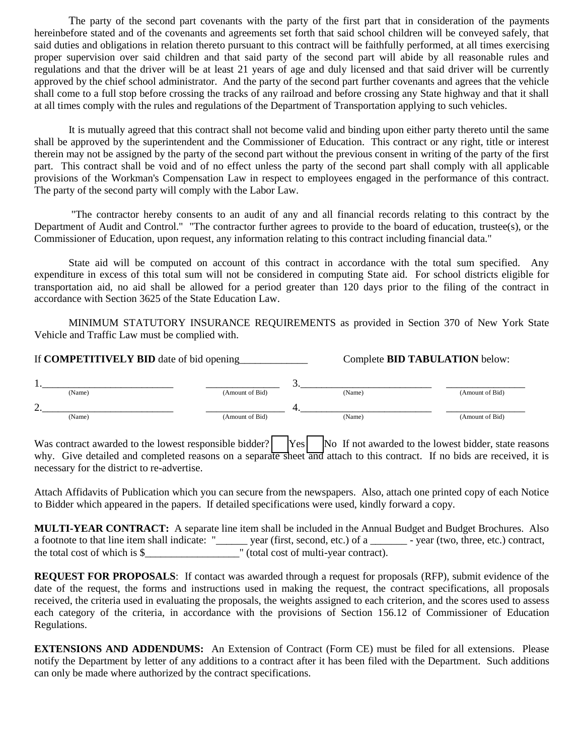The party of the second part covenants with the party of the first part that in consideration of the payments hereinbefore stated and of the covenants and agreements set forth that said school children will be conveyed safely, that said duties and obligations in relation thereto pursuant to this contract will be faithfully performed, at all times exercising proper supervision over said children and that said party of the second part will abide by all reasonable rules and regulations and that the driver will be at least 21 years of age and duly licensed and that said driver will be currently approved by the chief school administrator. And the party of the second part further covenants and agrees that the vehicle shall come to a full stop before crossing the tracks of any railroad and before crossing any State highway and that it shall at all times comply with the rules and regulations of the Department of Transportation applying to such vehicles.

It is mutually agreed that this contract shall not become valid and binding upon either party thereto until the same shall be approved by the superintendent and the Commissioner of Education. This contract or any right, title or interest therein may not be assigned by the party of the second part without the previous consent in writing of the party of the first part. This contract shall be void and of no effect unless the party of the second part shall comply with all applicable provisions of the Workman's Compensation Law in respect to employees engaged in the performance of this contract. The party of the second party will comply with the Labor Law.

"The contractor hereby consents to an audit of any and all financial records relating to this contract by the Department of Audit and Control." "The contractor further agrees to provide to the board of education, trustee(s), or the Commissioner of Education, upon request, any information relating to this contract including financial data."

State aid will be computed on account of this contract in accordance with the total sum specified. Any expenditure in excess of this total sum will not be considered in computing State aid. For school districts eligible for transportation aid, no aid shall be allowed for a period greater than 120 days prior to the filing of the contract in accordance with Section 3625 of the State Education Law.

MINIMUM STATUTORY INSURANCE REQUIREMENTS as provided in Section 370 of New York State Vehicle and Traffic Law must be complied with.

If **COMPETITIVELY BID** date of bid opening_____________ Complete **BID TABULATION** below:

1.________________________ (Name) _______________ (Amount of Bid) 3.________________________ (Name) _______________ (Amount of Bid)

2.________________________ (Name) _______________ (Amount of Bid) 4.________________________ (Name) _______________ (Amount of Bid)

Was contract awarded to the lowest responsible bidder? ☐ Yes ☐ No If not awarded to the lowest bidder, state reasons why. Give detailed and completed reasons on a separate sheet and attach to this contract. If no bids are received, it is necessary for the district to re-advertise.

Attach Affidavits of Publication which you can secure from the newspapers. Also, attach one printed copy of each Notice to Bidder which appeared in the papers. If detailed specifications were used, kindly forward a copy.

**MULTI-YEAR CONTRACT:** A separate line item shall be included in the Annual Budget and Budget Brochures. Also a footnote to that line item shall indicate: "______ year (first, second, etc.) of a _______ - year (two, three, etc.) contract, the total cost of which is $__________________" (total cost of multi-year contract).

**REQUEST FOR PROPOSALS**: If contact was awarded through a request for proposals (RFP), submit evidence of the date of the request, the forms and instructions used in making the request, the contract specifications, all proposals received, the criteria used in evaluating the proposals, the weights assigned to each criterion, and the scores used to assess each category of the criteria, in accordance with the provisions of Section 156.12 of Commissioner of Education Regulations.

**EXTENSIONS AND ADDENDUMS:** An Extension of Contract (Form CE) must be filed for all extensions. Please notify the Department by letter of any additions to a contract after it has been filed with the Department. Such additions can only be made where authorized by the contract specifications.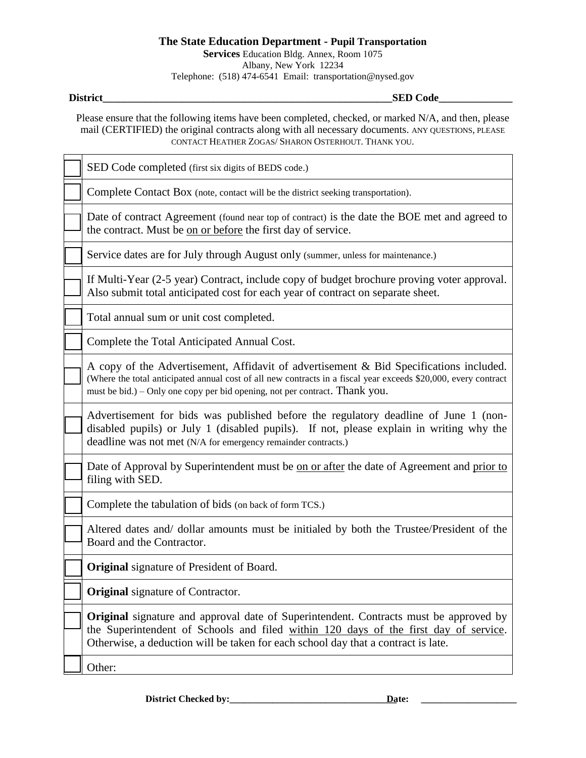**The State Education Department - Pupil Transportation Services** Education Bldg. Annex, Room 1075
Albany, New York 12234
Telephone: (518) 474-6541 Email: transportation@nysed.gov

**District**\_\_\_\_\_\_\_\_\_\_\_\_\_\_\_\_\_\_\_\_\_\_\_\_\_\_\_\_\_\_\_\_\_\_\_\_\_\_\_\_\_\_\_\_\_\_\_\_\_\_\_\_\_\_\_\_\_\_**SED Code**\_\_\_\_\_\_\_\_\_\_\_\_\_\_

Please ensure that the following items have been completed, checked, or marked N/A, and then, please mail (CERTIFIED) the original contracts along with all necessary documents. ANY QUESTIONS, PLEASE CONTACT HEATHER ZOGAS/ SHARON OSTERHOUT. THANK YOU.

| | |
|---|---|
| ☐ | SED Code completed (first six digits of BEDS code.) |
| ☐ | Complete Contact Box (note, contact will be the district seeking transportation). |
| ☐ | Date of contract Agreement (found near top of contract) is the date the BOE met and agreed to the contract. Must be <u>on or before</u> the first day of service. |
| ☐ | Service dates are for July through August only (summer, unless for maintenance.) |
| ☐ | If Multi-Year (2-5 year) Contract, include copy of budget brochure proving voter approval. Also submit total anticipated cost for each year of contract on separate sheet. |
| ☐ | Total annual sum or unit cost completed. |
| ☐ | Complete the Total Anticipated Annual Cost. |
| ☐ | A copy of the Advertisement, Affidavit of advertisement & Bid Specifications included. (Where the total anticipated annual cost of all new contracts in a fiscal year exceeds $20,000, every contract must be bid.) – Only one copy per bid opening, not per contract. Thank you. |
| ☐ | Advertisement for bids was published before the regulatory deadline of June 1 (non-disabled pupils) or July 1 (disabled pupils). If not, please explain in writing why the deadline was not met (N/A for emergency remainder contracts.) |
| ☐ | Date of Approval by Superintendent must be <u>on or after</u> the date of Agreement and <u>prior to</u> filing with SED. |
| ☐ | Complete the tabulation of bids (on back of form TCS.) |
| ☐ | Altered dates and/ dollar amounts must be initialed by both the Trustee/President of the Board and the Contractor. |
| ☐ | **Original** signature of President of Board. |
| ☐ | **Original** signature of Contractor. |
| ☐ | **Original** signature and approval date of Superintendent. Contracts must be approved by the Superintendent of Schools and filed <u>within 120 days of the first day of service</u>. Otherwise, a deduction will be taken for each school day that a contract is late. |
| ☐ | Other: |

**District Checked by:**\_\_\_\_\_\_\_\_\_\_\_\_\_\_\_\_\_\_\_\_\_\_\_\_\_\_\_\_\_\_\_\_\_\_ **Date:** \_\_\_\_\_\_\_\_\_\_\_\_\_\_\_\_\_\_\_\_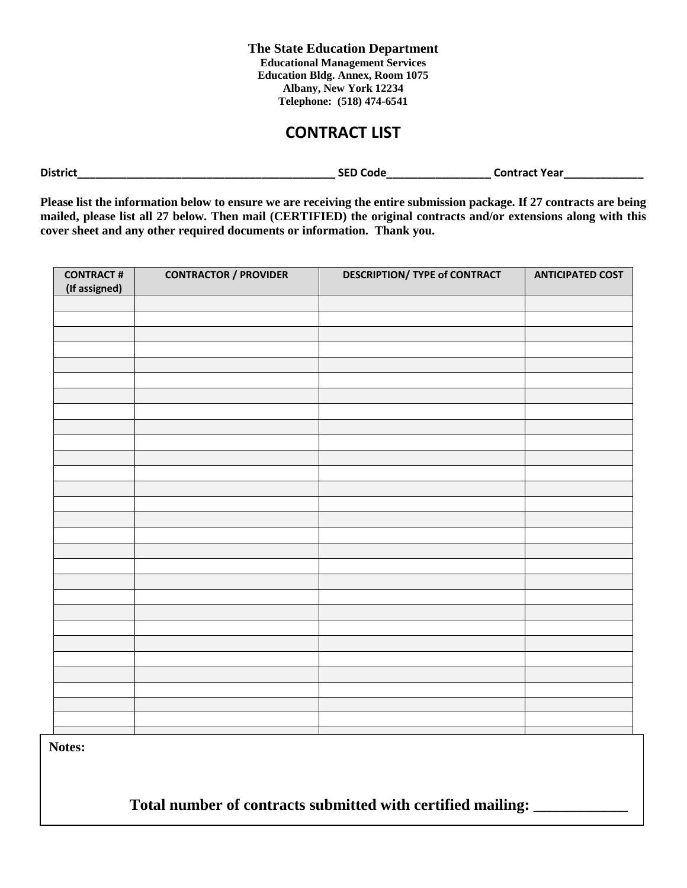**The State Education Department**
**Educational Management Services**
**Education Bldg. Annex, Room 1075**
**Albany, New York 12234**
**Telephone: (518) 474-6541**

# CONTRACT LIST

**District**_____________________________________________ **SED Code**_________________ **Contract Year**_____________

**Please list the information below to ensure we are receiving the entire submission package. If 27 contracts are being mailed, please list all 27 below. Then mail (CERTIFIED) the original contracts and/or extensions along with this cover sheet and any other required documents or information. Thank you.**

| CONTRACT # (If assigned) | CONTRACTOR / PROVIDER | DESCRIPTION/ TYPE of CONTRACT | ANTICIPATED COST |
|---|---|---|---|
| | | | |
| | | | |
| | | | |
| | | | |
| | | | |
| | | | |
| | | | |
| | | | |
| | | | |
| | | | |
| | | | |
| | | | |
| | | | |
| | | | |
| | | | |
| | | | |
| | | | |
| | | | |
| | | | |
| | | | |
| | | | |
| | | | |
| | | | |
| | | | |
| | | | |
| | | | |
| | | | |
| | | | |
| | | | |

**Notes:**

**Total number of contracts submitted with certified mailing: ____________**